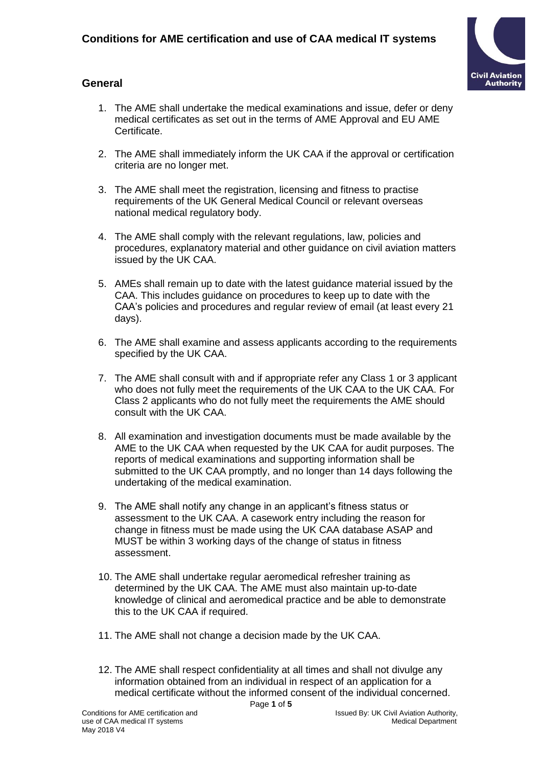# Conditions for AME certification and use of CAA medical IT systems

## General

1. The AME shall undertake the medical examinations and issue, defer or deny medical certificates as set out in the terms of AME Approval and EU AME Certificate.

2. The AME shall immediately inform the UK CAA if the approval or certification criteria are no longer met.

3. The AME shall meet the registration, licensing and fitness to practise requirements of the UK General Medical Council or relevant overseas national medical regulatory body.

4. The AME shall comply with the relevant regulations, law, policies and procedures, explanatory material and other guidance on civil aviation matters issued by the UK CAA.

5. AMEs shall remain up to date with the latest guidance material issued by the CAA. This includes guidance on procedures to keep up to date with the CAA's policies and procedures and regular review of email (at least every 21 days).

6. The AME shall examine and assess applicants according to the requirements specified by the UK CAA.

7. The AME shall consult with and if appropriate refer any Class 1 or 3 applicant who does not fully meet the requirements of the UK CAA to the UK CAA. For Class 2 applicants who do not fully meet the requirements the AME should consult with the UK CAA.

8. All examination and investigation documents must be made available by the AME to the UK CAA when requested by the UK CAA for audit purposes. The reports of medical examinations and supporting information shall be submitted to the UK CAA promptly, and no longer than 14 days following the undertaking of the medical examination.

9. The AME shall notify any change in an applicant's fitness status or assessment to the UK CAA. A casework entry including the reason for change in fitness must be made using the UK CAA database ASAP and MUST be within 3 working days of the change of status in fitness assessment.

10. The AME shall undertake regular aeromedical refresher training as determined by the UK CAA. The AME must also maintain up-to-date knowledge of clinical and aeromedical practice and be able to demonstrate this to the UK CAA if required.

11. The AME shall not change a decision made by the UK CAA.

12. The AME shall respect confidentiality at all times and shall not divulge any information obtained from an individual in respect of an application for a medical certificate without the informed consent of the individual concerned.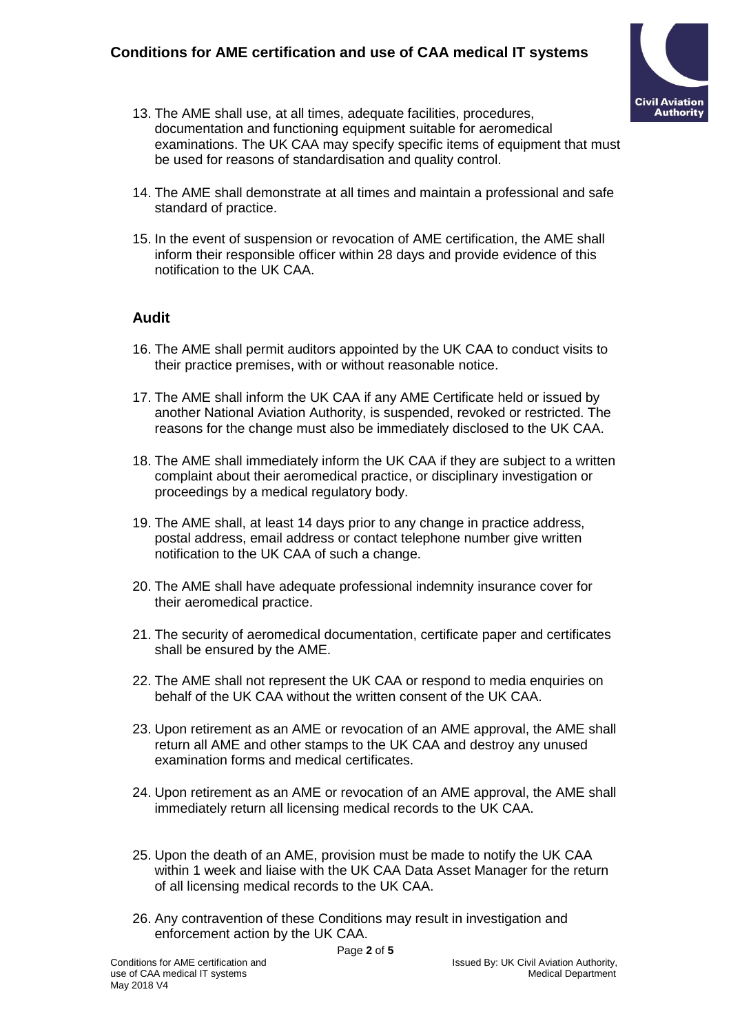13. The AME shall use, at all times, adequate facilities, procedures, documentation and functioning equipment suitable for aeromedical examinations. The UK CAA may specify specific items of equipment that must be used for reasons of standardisation and quality control.

14. The AME shall demonstrate at all times and maintain a professional and safe standard of practice.

15. In the event of suspension or revocation of AME certification, the AME shall inform their responsible officer within 28 days and provide evidence of this notification to the UK CAA.

## Audit

16. The AME shall permit auditors appointed by the UK CAA to conduct visits to their practice premises, with or without reasonable notice.

17. The AME shall inform the UK CAA if any AME Certificate held or issued by another National Aviation Authority, is suspended, revoked or restricted. The reasons for the change must also be immediately disclosed to the UK CAA.

18. The AME shall immediately inform the UK CAA if they are subject to a written complaint about their aeromedical practice, or disciplinary investigation or proceedings by a medical regulatory body.

19. The AME shall, at least 14 days prior to any change in practice address, postal address, email address or contact telephone number give written notification to the UK CAA of such a change.

20. The AME shall have adequate professional indemnity insurance cover for their aeromedical practice.

21. The security of aeromedical documentation, certificate paper and certificates shall be ensured by the AME.

22. The AME shall not represent the UK CAA or respond to media enquiries on behalf of the UK CAA without the written consent of the UK CAA.

23. Upon retirement as an AME or revocation of an AME approval, the AME shall return all AME and other stamps to the UK CAA and destroy any unused examination forms and medical certificates.

24. Upon retirement as an AME or revocation of an AME approval, the AME shall immediately return all licensing medical records to the UK CAA.

25. Upon the death of an AME, provision must be made to notify the UK CAA within 1 week and liaise with the UK CAA Data Asset Manager for the return of all licensing medical records to the UK CAA.

26. Any contravention of these Conditions may result in investigation and enforcement action by the UK CAA.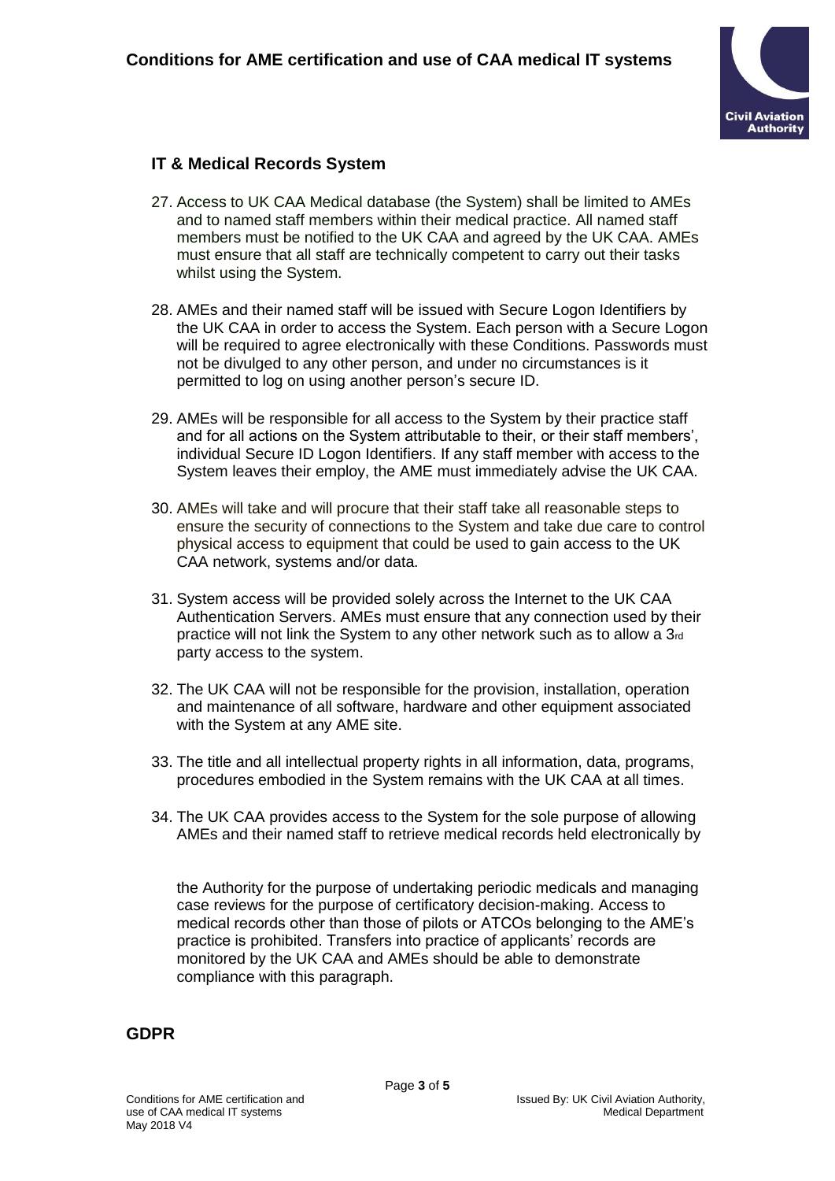## IT & Medical Records System

27. Access to UK CAA Medical database (the System) shall be limited to AMEs and to named staff members within their medical practice. All named staff members must be notified to the UK CAA and agreed by the UK CAA. AMEs must ensure that all staff are technically competent to carry out their tasks whilst using the System.

28. AMEs and their named staff will be issued with Secure Logon Identifiers by the UK CAA in order to access the System. Each person with a Secure Logon will be required to agree electronically with these Conditions. Passwords must not be divulged to any other person, and under no circumstances is it permitted to log on using another person's secure ID.

29. AMEs will be responsible for all access to the System by their practice staff and for all actions on the System attributable to their, or their staff members', individual Secure ID Logon Identifiers. If any staff member with access to the System leaves their employ, the AME must immediately advise the UK CAA.

30. AMEs will take and will procure that their staff take all reasonable steps to ensure the security of connections to the System and take due care to control physical access to equipment that could be used to gain access to the UK CAA network, systems and/or data.

31. System access will be provided solely across the Internet to the UK CAA Authentication Servers. AMEs must ensure that any connection used by their practice will not link the System to any other network such as to allow a 3rd party access to the system.

32. The UK CAA will not be responsible for the provision, installation, operation and maintenance of all software, hardware and other equipment associated with the System at any AME site.

33. The title and all intellectual property rights in all information, data, programs, procedures embodied in the System remains with the UK CAA at all times.

34. The UK CAA provides access to the System for the sole purpose of allowing AMEs and their named staff to retrieve medical records held electronically by the Authority for the purpose of undertaking periodic medicals and managing case reviews for the purpose of certificatory decision-making. Access to medical records other than those of pilots or ATCOs belonging to the AME's practice is prohibited. Transfers into practice of applicants' records are monitored by the UK CAA and AMEs should be able to demonstrate compliance with this paragraph.

## GDPR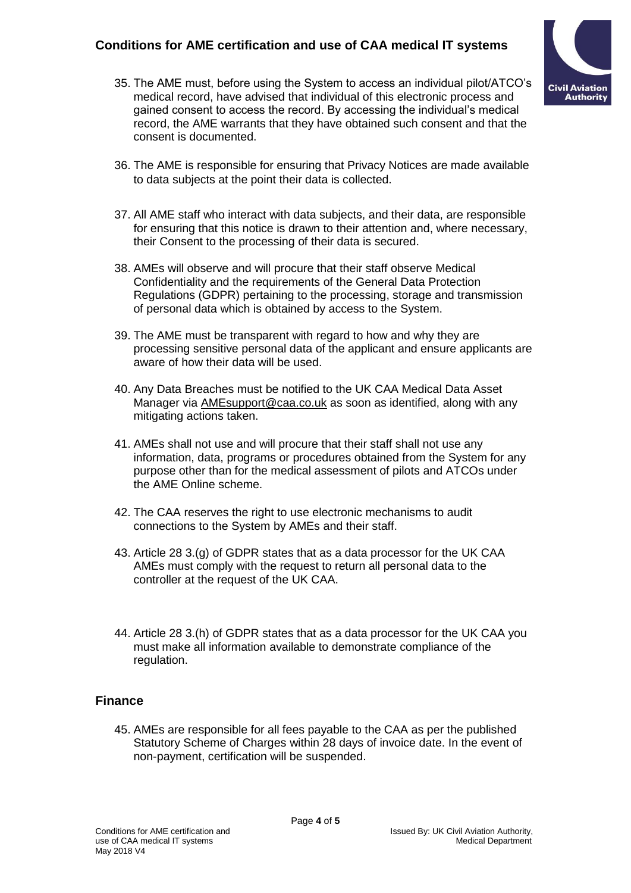35. The AME must, before using the System to access an individual pilot/ATCO's medical record, have advised that individual of this electronic process and gained consent to access the record. By accessing the individual's medical record, the AME warrants that they have obtained such consent and that the consent is documented.

36. The AME is responsible for ensuring that Privacy Notices are made available to data subjects at the point their data is collected.

37. All AME staff who interact with data subjects, and their data, are responsible for ensuring that this notice is drawn to their attention and, where necessary, their Consent to the processing of their data is secured.

38. AMEs will observe and will procure that their staff observe Medical Confidentiality and the requirements of the General Data Protection Regulations (GDPR) pertaining to the processing, storage and transmission of personal data which is obtained by access to the System.

39. The AME must be transparent with regard to how and why they are processing sensitive personal data of the applicant and ensure applicants are aware of how their data will be used.

40. Any Data Breaches must be notified to the UK CAA Medical Data Asset Manager via AMEsupport@caa.co.uk as soon as identified, along with any mitigating actions taken.

41. AMEs shall not use and will procure that their staff shall not use any information, data, programs or procedures obtained from the System for any purpose other than for the medical assessment of pilots and ATCOs under the AME Online scheme.

42. The CAA reserves the right to use electronic mechanisms to audit connections to the System by AMEs and their staff.

43. Article 28 3.(g) of GDPR states that as a data processor for the UK CAA AMEs must comply with the request to return all personal data to the controller at the request of the UK CAA.

44. Article 28 3.(h) of GDPR states that as a data processor for the UK CAA you must make all information available to demonstrate compliance of the regulation.

## Finance

45. AMEs are responsible for all fees payable to the CAA as per the published Statutory Scheme of Charges within 28 days of invoice date. In the event of non-payment, certification will be suspended.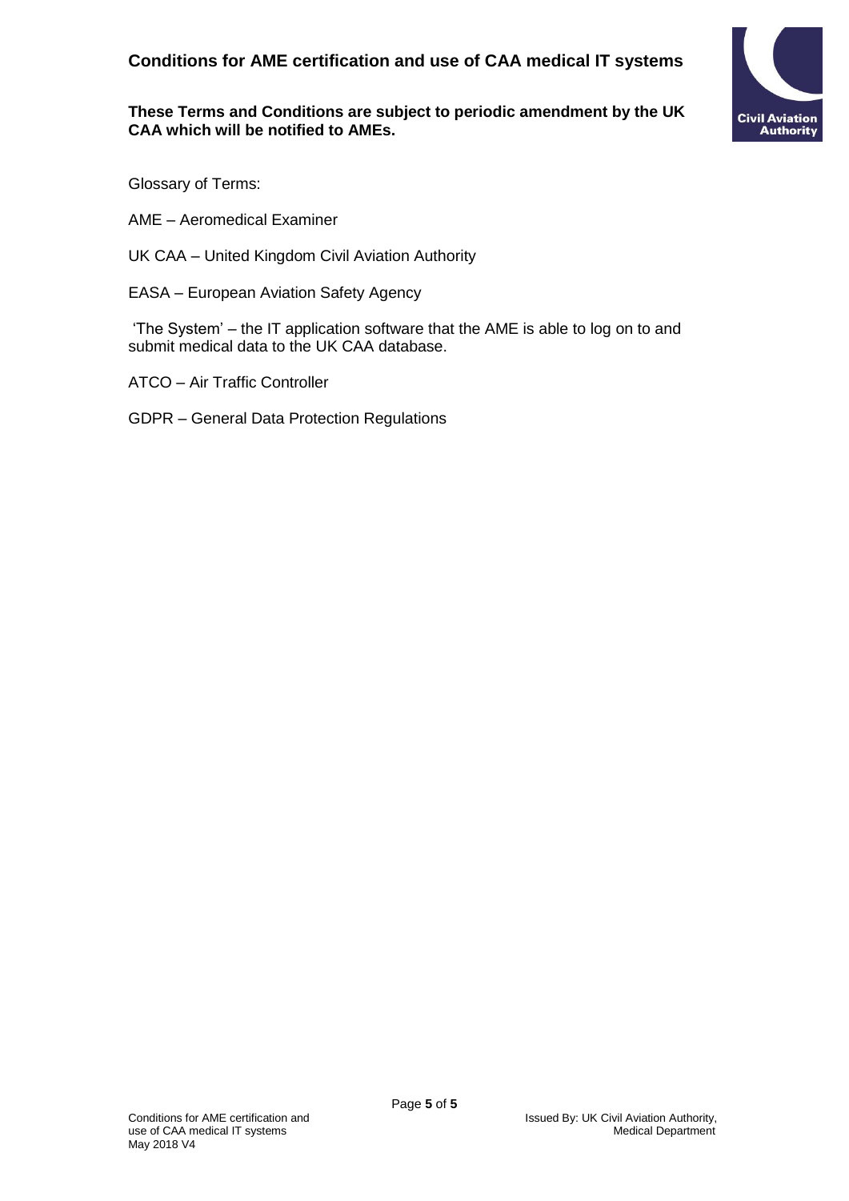# Conditions for AME certification and use of CAA medical IT systems

**These Terms and Conditions are subject to periodic amendment by the UK CAA which will be notified to AMEs.**

Glossary of Terms:

AME – Aeromedical Examiner

UK CAA – United Kingdom Civil Aviation Authority

EASA – European Aviation Safety Agency

'The System' – the IT application software that the AME is able to log on to and submit medical data to the UK CAA database.

ATCO – Air Traffic Controller

GDPR – General Data Protection Regulations